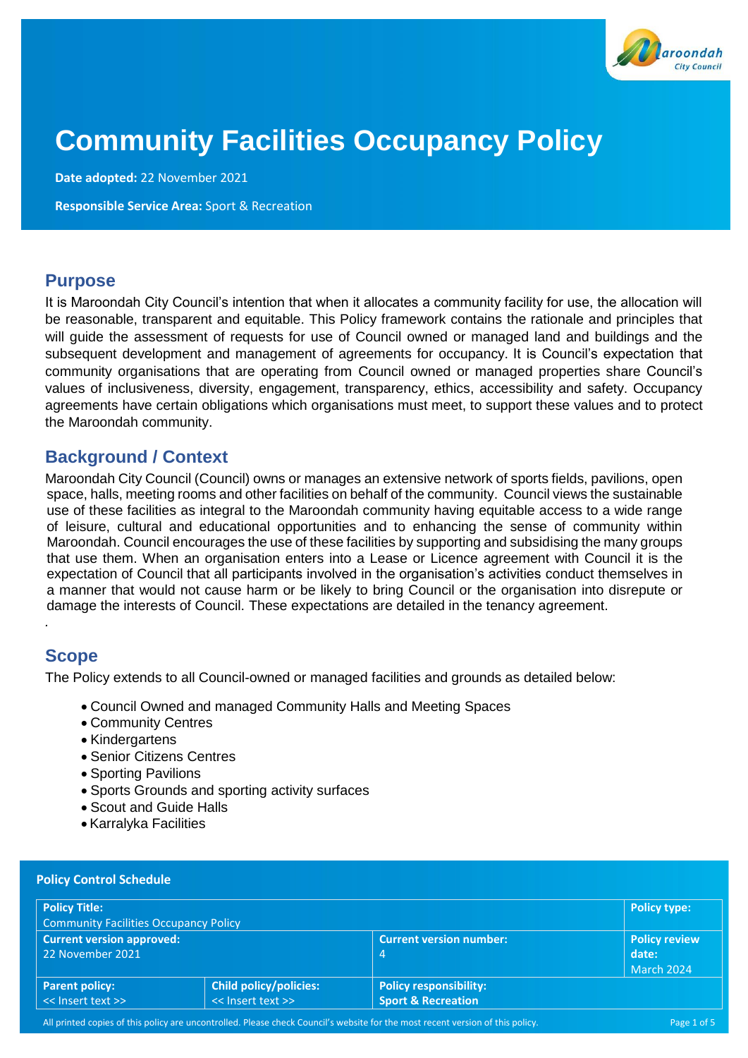# Community Facilities Occupancy Policy

**Date adopted:** 22 November 2021

**Responsible Service Area:** Sport & Recreation

## Purpose

It is Maroondah City Council's intention that when it allocates a community facility for use, the allocation will be reasonable, transparent and equitable. This Policy framework contains the rationale and principles that will guide the assessment of requests for use of Council owned or managed land and buildings and the subsequent development and management of agreements for occupancy. It is Council's expectation that community organisations that are operating from Council owned or managed properties share Council's values of inclusiveness, diversity, engagement, transparency, ethics, accessibility and safety. Occupancy agreements have certain obligations which organisations must meet, to support these values and to protect the Maroondah community.

## Background / Context

Maroondah City Council (Council) owns or manages an extensive network of sports fields, pavilions, open space, halls, meeting rooms and other facilities on behalf of the community. Council views the sustainable use of these facilities as integral to the Maroondah community having equitable access to a wide range of leisure, cultural and educational opportunities and to enhancing the sense of community within Maroondah. Council encourages the use of these facilities by supporting and subsidising the many groups that use them. When an organisation enters into a Lease or Licence agreement with Council it is the expectation of Council that all participants involved in the organisation's activities conduct themselves in a manner that would not cause harm or be likely to bring Council or the organisation into disrepute or damage the interests of Council. These expectations are detailed in the tenancy agreement.

.

## Scope

The Policy extends to all Council-owned or managed facilities and grounds as detailed below:

- Council Owned and managed Community Halls and Meeting Spaces
- Community Centres
- Kindergartens
- Senior Citizens Centres
- Sporting Pavilions
- Sports Grounds and sporting activity surfaces
- Scout and Guide Halls
- Karralyka Facilities

**Policy Control Schedule**

| **Policy Title:** Community Facilities Occupancy Policy | | | **Policy type:** |
|---|---|---|---|
| **Current version approved:** 22 November 2021 | | **Current version number:** 4 | **Policy review date:** March 2024 |
| **Parent policy:** << Insert text >> | **Child policy/policies:** << Insert text >> | **Policy responsibility:** **Sport & Recreation** | |

All printed copies of this policy are uncontrolled. Please check Council's website for the most recent version of this policy.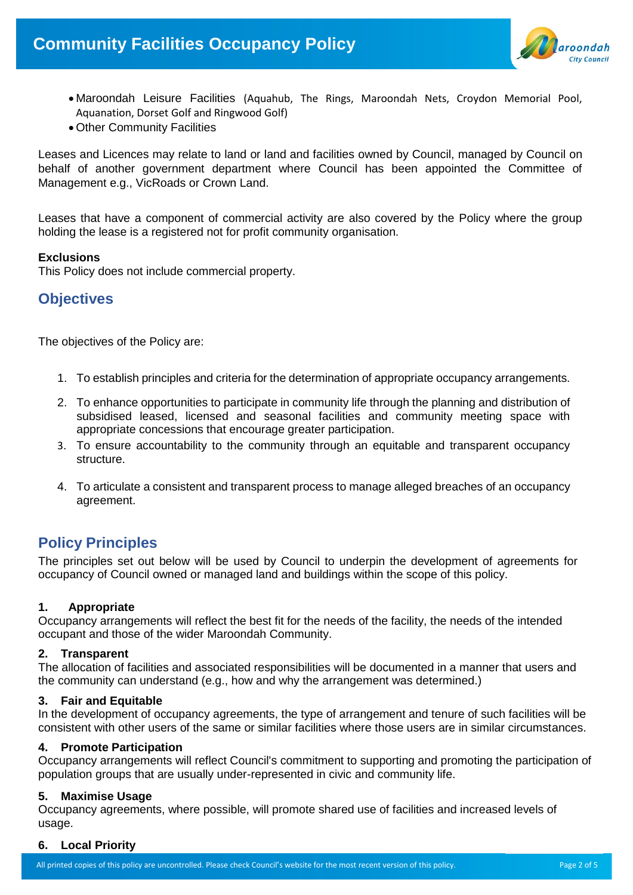- Maroondah Leisure Facilities (Aquahub, The Rings, Maroondah Nets, Croydon Memorial Pool, Aquanation, Dorset Golf and Ringwood Golf)
- Other Community Facilities

Leases and Licences may relate to land or land and facilities owned by Council, managed by Council on behalf of another government department where Council has been appointed the Committee of Management e.g., VicRoads or Crown Land.

Leases that have a component of commercial activity are also covered by the Policy where the group holding the lease is a registered not for profit community organisation.

**Exclusions**
This Policy does not include commercial property.

## Objectives

The objectives of the Policy are:

1. To establish principles and criteria for the determination of appropriate occupancy arrangements.
2. To enhance opportunities to participate in community life through the planning and distribution of subsidised leased, licensed and seasonal facilities and community meeting space with appropriate concessions that encourage greater participation.
3. To ensure accountability to the community through an equitable and transparent occupancy structure.
4. To articulate a consistent and transparent process to manage alleged breaches of an occupancy agreement.

## Policy Principles

The principles set out below will be used by Council to underpin the development of agreements for occupancy of Council owned or managed land and buildings within the scope of this policy.

**1. Appropriate**
Occupancy arrangements will reflect the best fit for the needs of the facility, the needs of the intended occupant and those of the wider Maroondah Community.

**2. Transparent**
The allocation of facilities and associated responsibilities will be documented in a manner that users and the community can understand (e.g., how and why the arrangement was determined.)

**3. Fair and Equitable**
In the development of occupancy agreements, the type of arrangement and tenure of such facilities will be consistent with other users of the same or similar facilities where those users are in similar circumstances.

**4. Promote Participation**
Occupancy arrangements will reflect Council's commitment to supporting and promoting the participation of population groups that are usually under-represented in civic and community life.

**5. Maximise Usage**
Occupancy agreements, where possible, will promote shared use of facilities and increased levels of usage.

**6. Local Priority**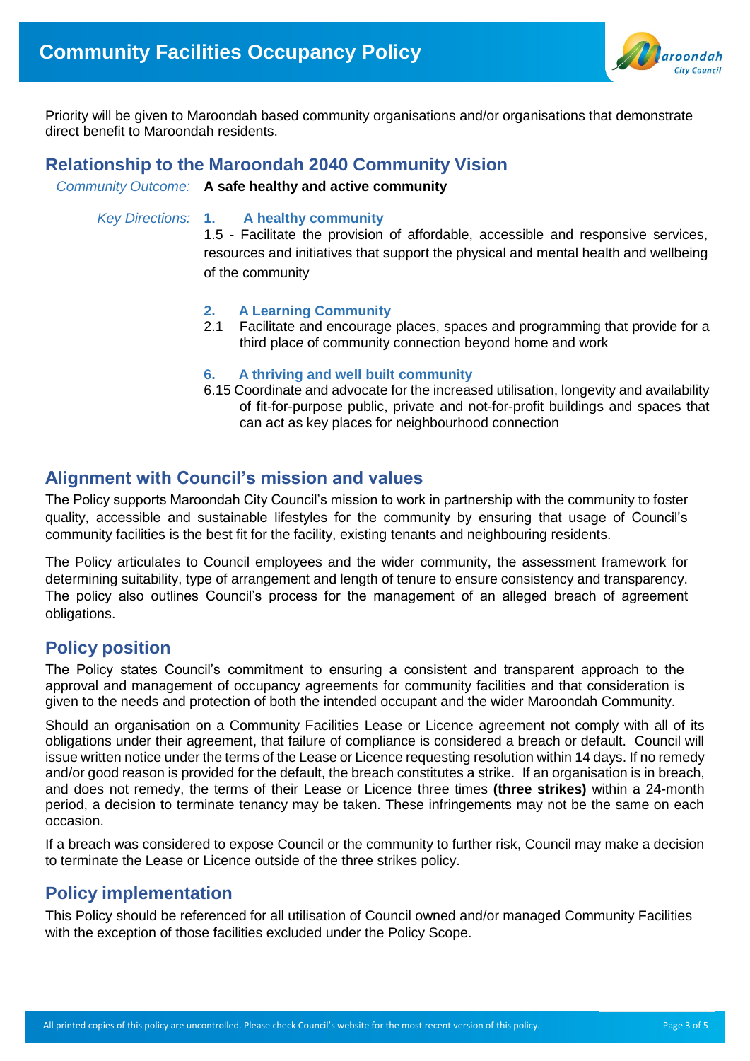Priority will be given to Maroondah based community organisations and/or organisations that demonstrate direct benefit to Maroondah residents.

## Relationship to the Maroondah 2040 Community Vision

*Community Outcome:* **A safe healthy and active community**

*Key Directions:*

**1. A healthy community**

1.5 - Facilitate the provision of affordable, accessible and responsive services, resources and initiatives that support the physical and mental health and wellbeing of the community

**2. A Learning Community**

2.1 Facilitate and encourage places, spaces and programming that provide for a third place of community connection beyond home and work

**6. A thriving and well built community**

6.15 Coordinate and advocate for the increased utilisation, longevity and availability of fit-for-purpose public, private and not-for-profit buildings and spaces that can act as key places for neighbourhood connection

## Alignment with Council's mission and values

The Policy supports Maroondah City Council's mission to work in partnership with the community to foster quality, accessible and sustainable lifestyles for the community by ensuring that usage of Council's community facilities is the best fit for the facility, existing tenants and neighbouring residents.

The Policy articulates to Council employees and the wider community, the assessment framework for determining suitability, type of arrangement and length of tenure to ensure consistency and transparency. The policy also outlines Council's process for the management of an alleged breach of agreement obligations.

## Policy position

The Policy states Council's commitment to ensuring a consistent and transparent approach to the approval and management of occupancy agreements for community facilities and that consideration is given to the needs and protection of both the intended occupant and the wider Maroondah Community.

Should an organisation on a Community Facilities Lease or Licence agreement not comply with all of its obligations under their agreement, that failure of compliance is considered a breach or default. Council will issue written notice under the terms of the Lease or Licence requesting resolution within 14 days. If no remedy and/or good reason is provided for the default, the breach constitutes a strike. If an organisation is in breach, and does not remedy, the terms of their Lease or Licence three times **(three strikes)** within a 24-month period, a decision to terminate tenancy may be taken. These infringements may not be the same on each occasion.

If a breach was considered to expose Council or the community to further risk, Council may make a decision to terminate the Lease or Licence outside of the three strikes policy.

## Policy implementation

This Policy should be referenced for all utilisation of Council owned and/or managed Community Facilities with the exception of those facilities excluded under the Policy Scope.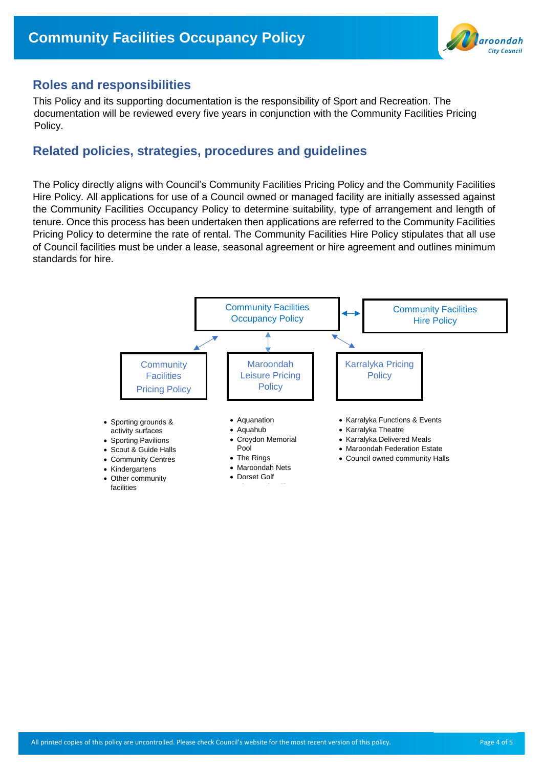## Roles and responsibilities

This Policy and its supporting documentation is the responsibility of Sport and Recreation. The documentation will be reviewed every five years in conjunction with the Community Facilities Pricing Policy.

## Related policies, strategies, procedures and guidelines

The Policy directly aligns with Council's Community Facilities Pricing Policy and the Community Facilities Hire Policy. All applications for use of a Council owned or managed facility are initially assessed against the Community Facilities Occupancy Policy to determine suitability, type of arrangement and length of tenure. Once this process has been undertaken then applications are referred to the Community Facilities Pricing Policy to determine the rate of rental. The Community Facilities Hire Policy stipulates that all use of Council facilities must be under a lease, seasonal agreement or hire agreement and outlines minimum standards for hire.

Community Facilities Occupancy Policy ↔ Community Facilities Hire Policy

**Community Facilities Pricing Policy**

- Sporting grounds & activity surfaces
- Sporting Pavilions
- Scout & Guide Halls
- Community Centres
- Kindergartens
- Other community facilities

**Maroondah Leisure Pricing Policy**

- Aquanation
- Aquahub
- Croydon Memorial Pool
- The Rings
- Maroondah Nets
- Dorset Golf

**Karralyka Pricing Policy**

- Karralyka Functions & Events
- Karralyka Theatre
- Karralyka Delivered Meals
- Maroondah Federation Estate
- Council owned community Halls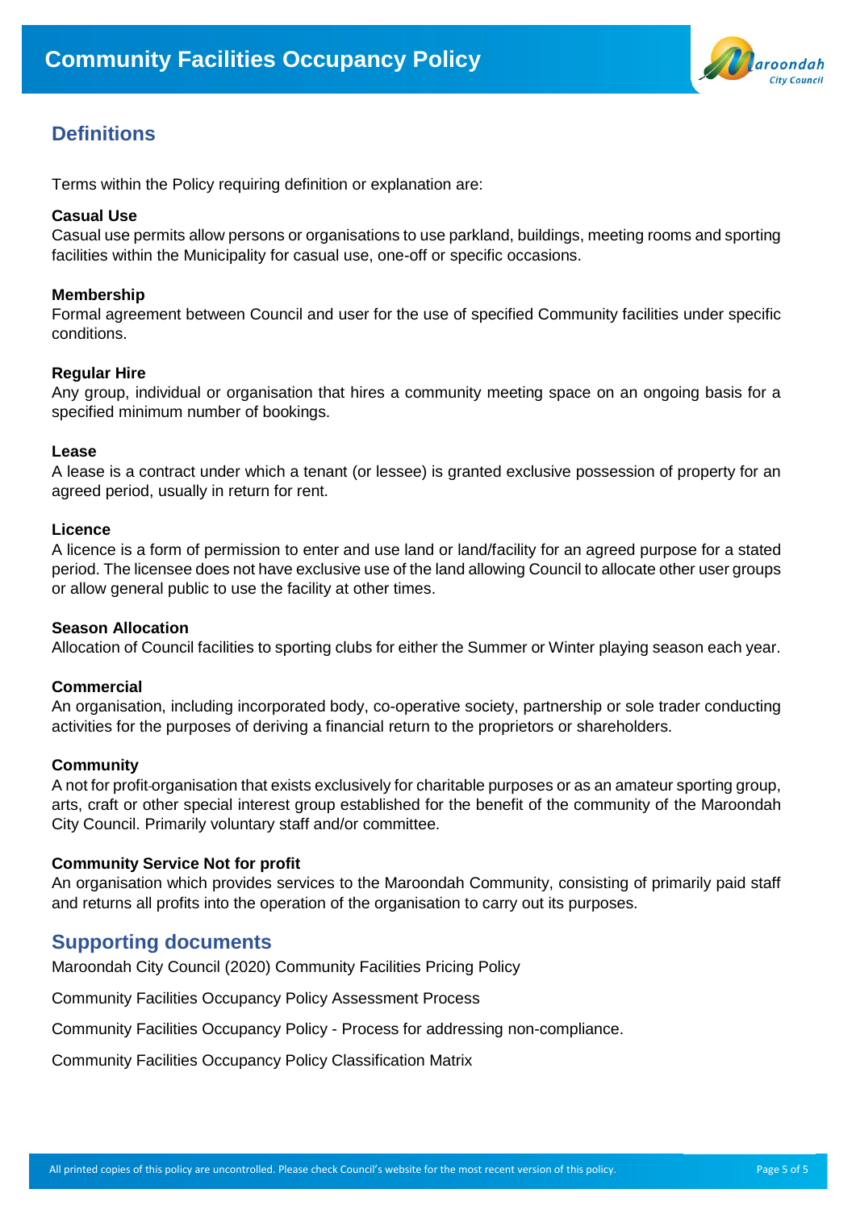## Definitions

Terms within the Policy requiring definition or explanation are:

**Casual Use**
Casual use permits allow persons or organisations to use parkland, buildings, meeting rooms and sporting facilities within the Municipality for casual use, one-off or specific occasions.

**Membership**
Formal agreement between Council and user for the use of specified Community facilities under specific conditions.

**Regular Hire**
Any group, individual or organisation that hires a community meeting space on an ongoing basis for a specified minimum number of bookings.

**Lease**
A lease is a contract under which a tenant (or lessee) is granted exclusive possession of property for an agreed period, usually in return for rent.

**Licence**
A licence is a form of permission to enter and use land or land/facility for an agreed purpose for a stated period. The licensee does not have exclusive use of the land allowing Council to allocate other user groups or allow general public to use the facility at other times.

**Season Allocation**
Allocation of Council facilities to sporting clubs for either the Summer or Winter playing season each year.

**Commercial**
An organisation, including incorporated body, co-operative society, partnership or sole trader conducting activities for the purposes of deriving a financial return to the proprietors or shareholders.

**Community**
A not for profit organisation that exists exclusively for charitable purposes or as an amateur sporting group, arts, craft or other special interest group established for the benefit of the community of the Maroondah City Council. Primarily voluntary staff and/or committee.

**Community Service Not for profit**
An organisation which provides services to the Maroondah Community, consisting of primarily paid staff and returns all profits into the operation of the organisation to carry out its purposes.

## Supporting documents

Maroondah City Council (2020) Community Facilities Pricing Policy

Community Facilities Occupancy Policy Assessment Process

Community Facilities Occupancy Policy - Process for addressing non-compliance.

Community Facilities Occupancy Policy Classification Matrix